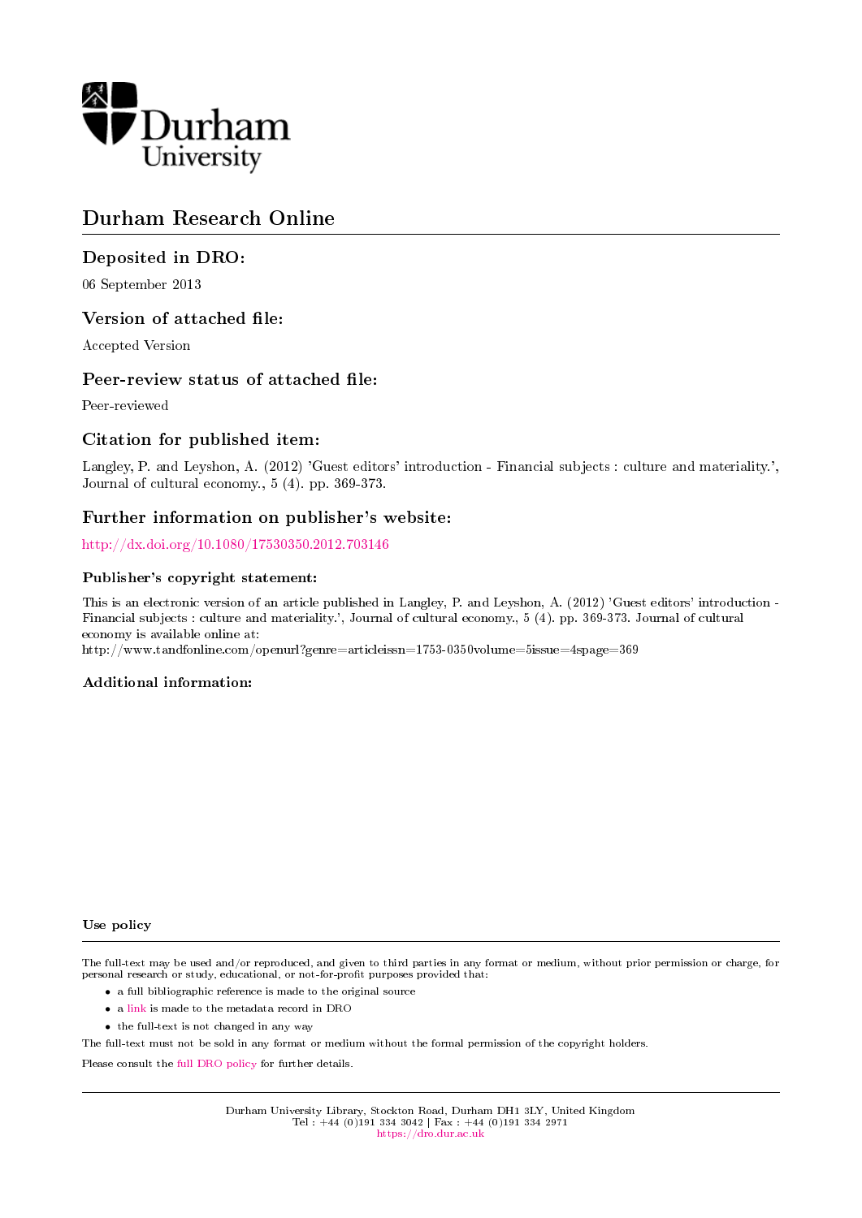Durham University

# Durham Research Online

## Deposited in DRO:

06 September 2013

## Version of attached file:

Accepted Version

## Peer-review status of attached file:

Peer-reviewed

## Citation for published item:

Langley, P. and Leyshon, A. (2012) 'Guest editors' introduction - Financial subjects : culture and materiality.', Journal of cultural economy., 5 (4). pp. 369-373.

## Further information on publisher's website:

http://dx.doi.org/10.1080/17530350.2012.703146

### Publisher's copyright statement:

This is an electronic version of an article published in Langley, P. and Leyshon, A. (2012) 'Guest editors' introduction - Financial subjects : culture and materiality.', Journal of cultural economy., 5 (4). pp. 369-373. Journal of cultural economy is available online at:
http://www.tandfonline.com/openurl?genre=articleissn=1753-0350volume=5issue=4spage=369

### Additional information:

### Use policy

The full-text may be used and/or reproduced, and given to third parties in any format or medium, without prior permission or charge, for personal research or study, educational, or not-for-profit purposes provided that:

- a full bibliographic reference is made to the original source
- a link is made to the metadata record in DRO
- the full-text is not changed in any way

The full-text must not be sold in any format or medium without the formal permission of the copyright holders.

Please consult the full DRO policy for further details.

Durham University Library, Stockton Road, Durham DH1 3LY, United Kingdom
Tel : +44 (0)191 334 3042 | Fax : +44 (0)191 334 2971
https://dro.dur.ac.uk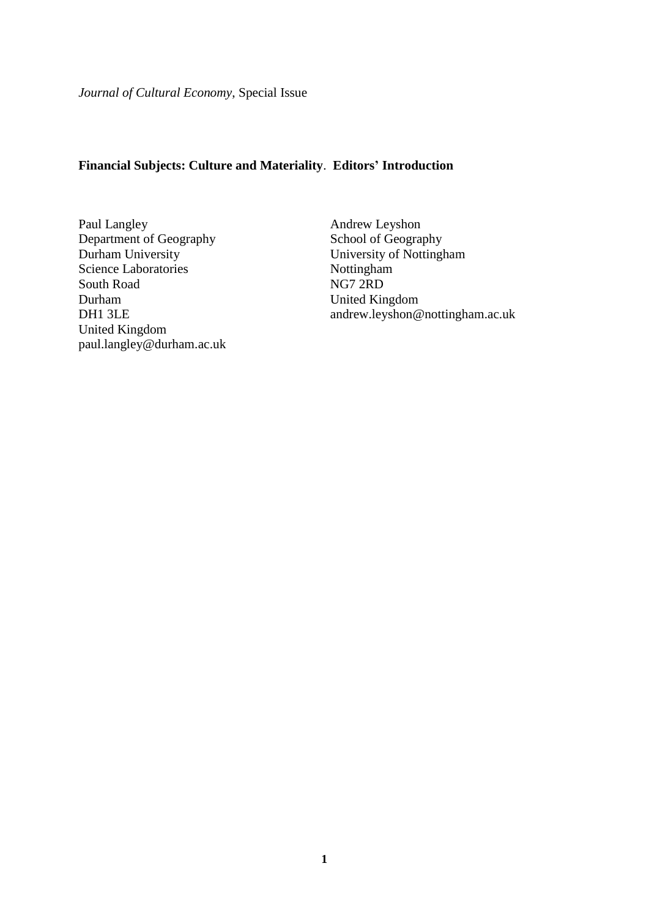*Journal of Cultural Economy*, Special Issue

**Financial Subjects: Culture and Materiality**. **Editors' Introduction**

Paul Langley
Department of Geography
Durham University
Science Laboratories
South Road
Durham
DH1 3LE
United Kingdom
paul.langley@durham.ac.uk

Andrew Leyshon
School of Geography
University of Nottingham
Nottingham
NG7 2RD
United Kingdom
andrew.leyshon@nottingham.ac.uk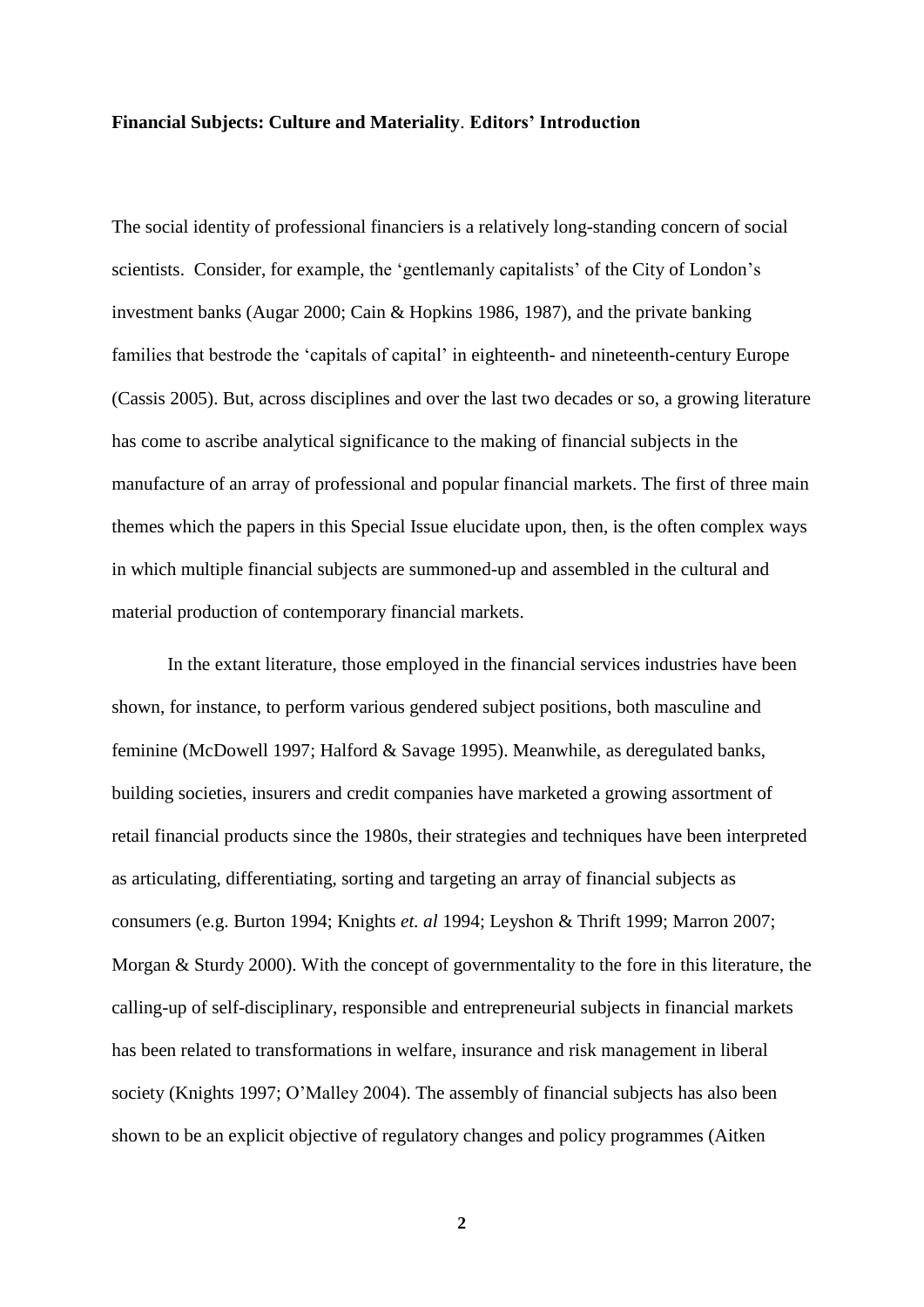**Financial Subjects: Culture and Materiality**. **Editors' Introduction**

The social identity of professional financiers is a relatively long-standing concern of social scientists. Consider, for example, the 'gentlemanly capitalists' of the City of London's investment banks (Augar 2000; Cain & Hopkins 1986, 1987), and the private banking families that bestrode the 'capitals of capital' in eighteenth- and nineteenth-century Europe (Cassis 2005). But, across disciplines and over the last two decades or so, a growing literature has come to ascribe analytical significance to the making of financial subjects in the manufacture of an array of professional and popular financial markets. The first of three main themes which the papers in this Special Issue elucidate upon, then, is the often complex ways in which multiple financial subjects are summoned-up and assembled in the cultural and material production of contemporary financial markets.

In the extant literature, those employed in the financial services industries have been shown, for instance, to perform various gendered subject positions, both masculine and feminine (McDowell 1997; Halford & Savage 1995). Meanwhile, as deregulated banks, building societies, insurers and credit companies have marketed a growing assortment of retail financial products since the 1980s, their strategies and techniques have been interpreted as articulating, differentiating, sorting and targeting an array of financial subjects as consumers (e.g. Burton 1994; Knights *et. al* 1994; Leyshon & Thrift 1999; Marron 2007; Morgan & Sturdy 2000). With the concept of governmentality to the fore in this literature, the calling-up of self-disciplinary, responsible and entrepreneurial subjects in financial markets has been related to transformations in welfare, insurance and risk management in liberal society (Knights 1997; O'Malley 2004). The assembly of financial subjects has also been shown to be an explicit objective of regulatory changes and policy programmes (Aitken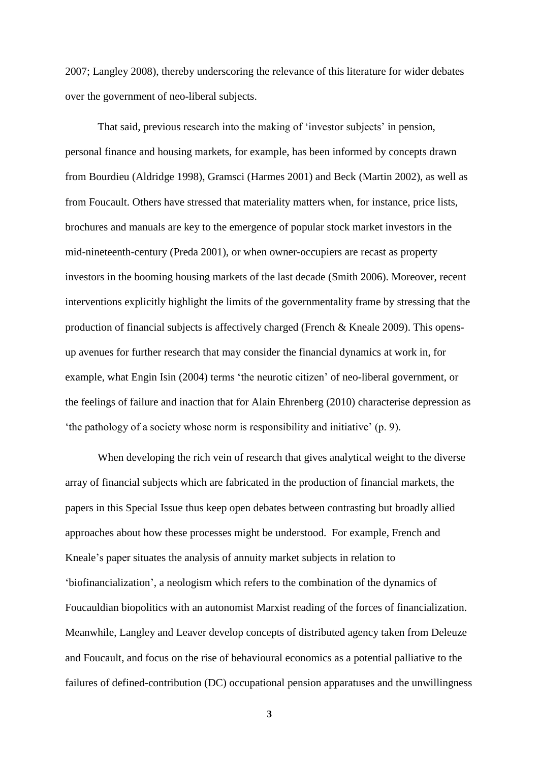2007; Langley 2008), thereby underscoring the relevance of this literature for wider debates over the government of neo-liberal subjects.

That said, previous research into the making of 'investor subjects' in pension, personal finance and housing markets, for example, has been informed by concepts drawn from Bourdieu (Aldridge 1998), Gramsci (Harmes 2001) and Beck (Martin 2002), as well as from Foucault. Others have stressed that materiality matters when, for instance, price lists, brochures and manuals are key to the emergence of popular stock market investors in the mid-nineteenth-century (Preda 2001), or when owner-occupiers are recast as property investors in the booming housing markets of the last decade (Smith 2006). Moreover, recent interventions explicitly highlight the limits of the governmentality frame by stressing that the production of financial subjects is affectively charged (French & Kneale 2009). This opens-up avenues for further research that may consider the financial dynamics at work in, for example, what Engin Isin (2004) terms 'the neurotic citizen' of neo-liberal government, or the feelings of failure and inaction that for Alain Ehrenberg (2010) characterise depression as 'the pathology of a society whose norm is responsibility and initiative' (p. 9).

When developing the rich vein of research that gives analytical weight to the diverse array of financial subjects which are fabricated in the production of financial markets, the papers in this Special Issue thus keep open debates between contrasting but broadly allied approaches about how these processes might be understood. For example, French and Kneale's paper situates the analysis of annuity market subjects in relation to 'biofinancialization', a neologism which refers to the combination of the dynamics of Foucauldian biopolitics with an autonomist Marxist reading of the forces of financialization. Meanwhile, Langley and Leaver develop concepts of distributed agency taken from Deleuze and Foucault, and focus on the rise of behavioural economics as a potential palliative to the failures of defined-contribution (DC) occupational pension apparatuses and the unwillingness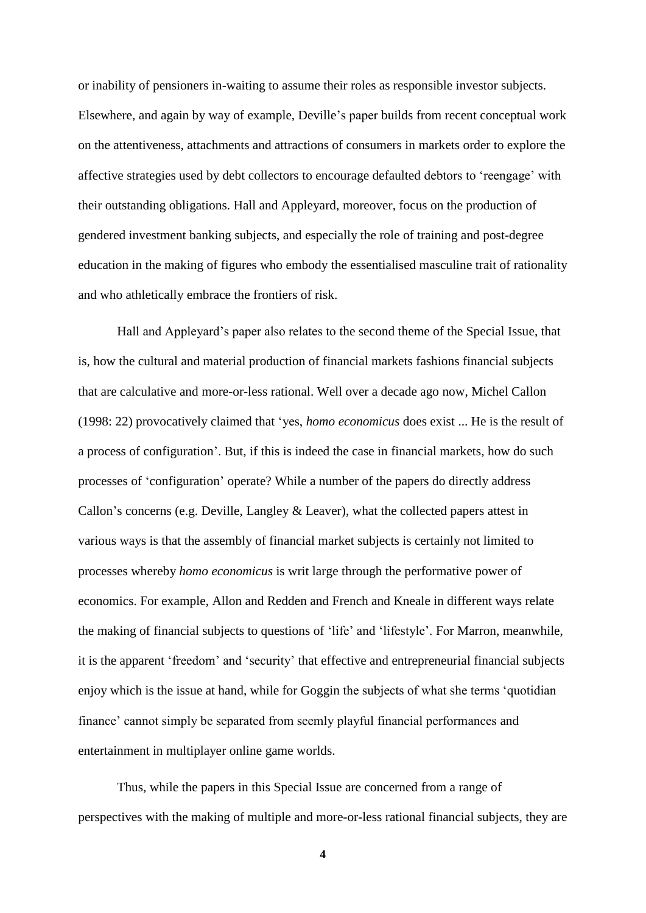or inability of pensioners in-waiting to assume their roles as responsible investor subjects. Elsewhere, and again by way of example, Deville's paper builds from recent conceptual work on the attentiveness, attachments and attractions of consumers in markets order to explore the affective strategies used by debt collectors to encourage defaulted debtors to 'reengage' with their outstanding obligations. Hall and Appleyard, moreover, focus on the production of gendered investment banking subjects, and especially the role of training and post-degree education in the making of figures who embody the essentialised masculine trait of rationality and who athletically embrace the frontiers of risk.

Hall and Appleyard's paper also relates to the second theme of the Special Issue, that is, how the cultural and material production of financial markets fashions financial subjects that are calculative and more-or-less rational. Well over a decade ago now, Michel Callon (1998: 22) provocatively claimed that 'yes, *homo economicus* does exist ... He is the result of a process of configuration'. But, if this is indeed the case in financial markets, how do such processes of 'configuration' operate? While a number of the papers do directly address Callon's concerns (e.g. Deville, Langley & Leaver), what the collected papers attest in various ways is that the assembly of financial market subjects is certainly not limited to processes whereby *homo economicus* is writ large through the performative power of economics. For example, Allon and Redden and French and Kneale in different ways relate the making of financial subjects to questions of 'life' and 'lifestyle'. For Marron, meanwhile, it is the apparent 'freedom' and 'security' that effective and entrepreneurial financial subjects enjoy which is the issue at hand, while for Goggin the subjects of what she terms 'quotidian finance' cannot simply be separated from seemly playful financial performances and entertainment in multiplayer online game worlds.

Thus, while the papers in this Special Issue are concerned from a range of perspectives with the making of multiple and more-or-less rational financial subjects, they are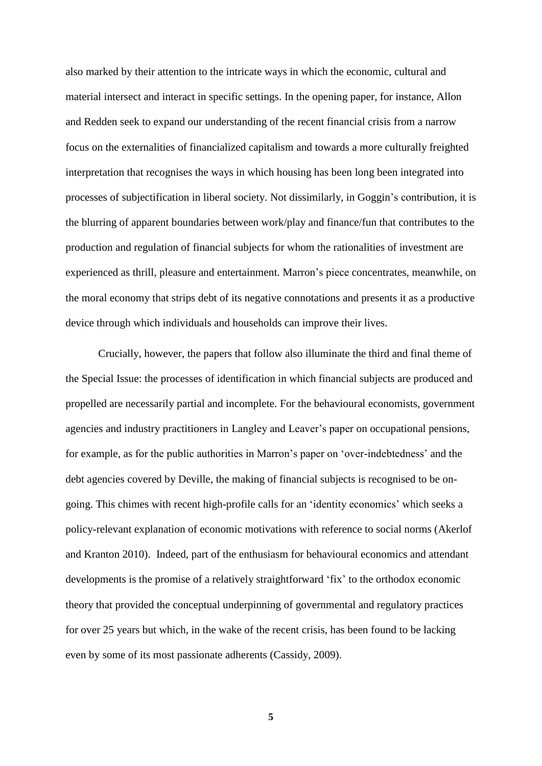also marked by their attention to the intricate ways in which the economic, cultural and material intersect and interact in specific settings. In the opening paper, for instance, Allon and Redden seek to expand our understanding of the recent financial crisis from a narrow focus on the externalities of financialized capitalism and towards a more culturally freighted interpretation that recognises the ways in which housing has been long been integrated into processes of subjectification in liberal society. Not dissimilarly, in Goggin's contribution, it is the blurring of apparent boundaries between work/play and finance/fun that contributes to the production and regulation of financial subjects for whom the rationalities of investment are experienced as thrill, pleasure and entertainment. Marron's piece concentrates, meanwhile, on the moral economy that strips debt of its negative connotations and presents it as a productive device through which individuals and households can improve their lives.

Crucially, however, the papers that follow also illuminate the third and final theme of the Special Issue: the processes of identification in which financial subjects are produced and propelled are necessarily partial and incomplete. For the behavioural economists, government agencies and industry practitioners in Langley and Leaver's paper on occupational pensions, for example, as for the public authorities in Marron's paper on 'over-indebtedness' and the debt agencies covered by Deville, the making of financial subjects is recognised to be on-going. This chimes with recent high-profile calls for an 'identity economics' which seeks a policy-relevant explanation of economic motivations with reference to social norms (Akerlof and Kranton 2010). Indeed, part of the enthusiasm for behavioural economics and attendant developments is the promise of a relatively straightforward 'fix' to the orthodox economic theory that provided the conceptual underpinning of governmental and regulatory practices for over 25 years but which, in the wake of the recent crisis, has been found to be lacking even by some of its most passionate adherents (Cassidy, 2009).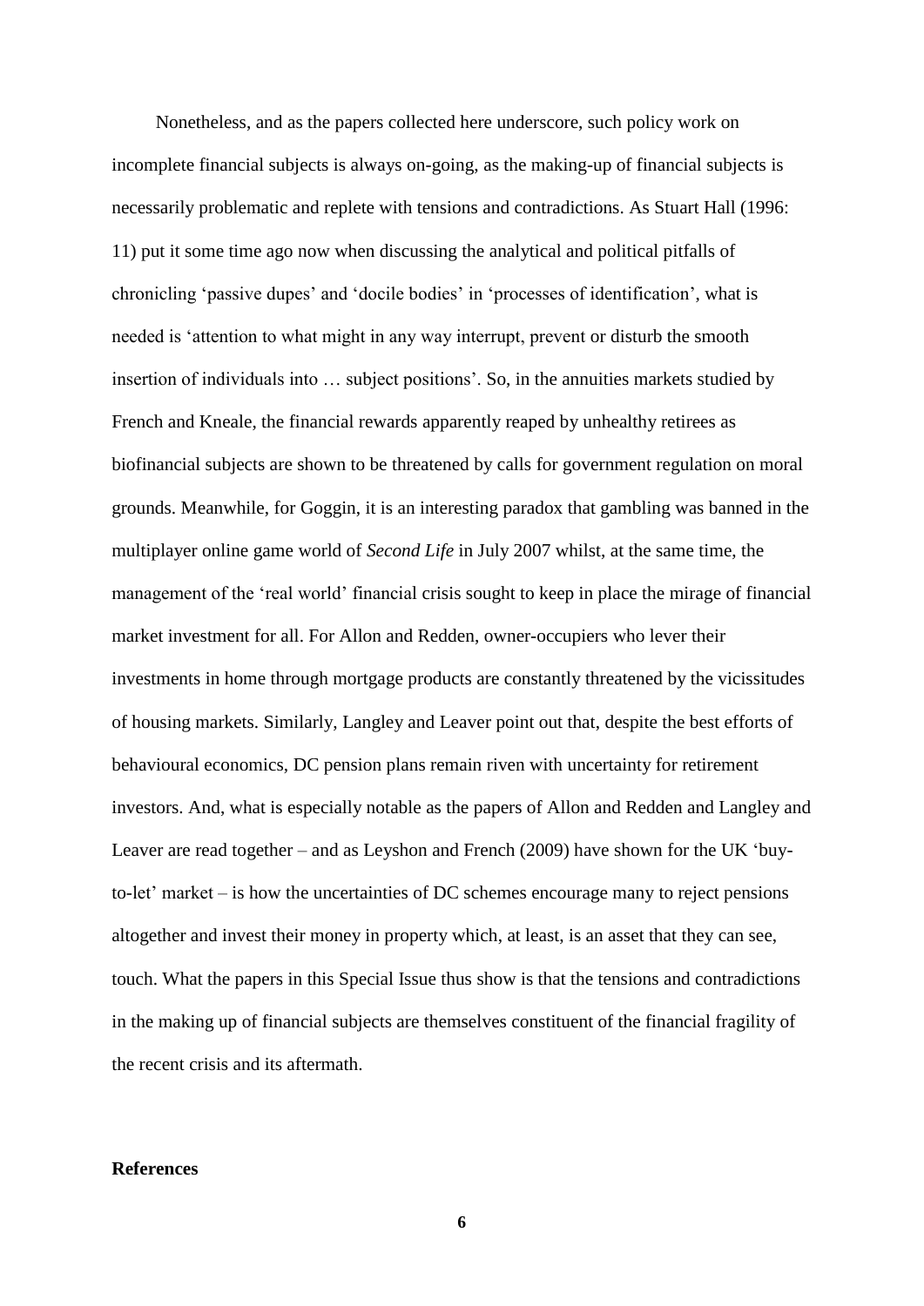Nonetheless, and as the papers collected here underscore, such policy work on incomplete financial subjects is always on-going, as the making-up of financial subjects is necessarily problematic and replete with tensions and contradictions. As Stuart Hall (1996: 11) put it some time ago now when discussing the analytical and political pitfalls of chronicling 'passive dupes' and 'docile bodies' in 'processes of identification', what is needed is 'attention to what might in any way interrupt, prevent or disturb the smooth insertion of individuals into … subject positions'. So, in the annuities markets studied by French and Kneale, the financial rewards apparently reaped by unhealthy retirees as biofinancial subjects are shown to be threatened by calls for government regulation on moral grounds. Meanwhile, for Goggin, it is an interesting paradox that gambling was banned in the multiplayer online game world of *Second Life* in July 2007 whilst, at the same time, the management of the 'real world' financial crisis sought to keep in place the mirage of financial market investment for all. For Allon and Redden, owner-occupiers who lever their investments in home through mortgage products are constantly threatened by the vicissitudes of housing markets. Similarly, Langley and Leaver point out that, despite the best efforts of behavioural economics, DC pension plans remain riven with uncertainty for retirement investors. And, what is especially notable as the papers of Allon and Redden and Langley and Leaver are read together – and as Leyshon and French (2009) have shown for the UK 'buy-to-let' market – is how the uncertainties of DC schemes encourage many to reject pensions altogether and invest their money in property which, at least, is an asset that they can see, touch. What the papers in this Special Issue thus show is that the tensions and contradictions in the making up of financial subjects are themselves constituent of the financial fragility of the recent crisis and its aftermath.

**References**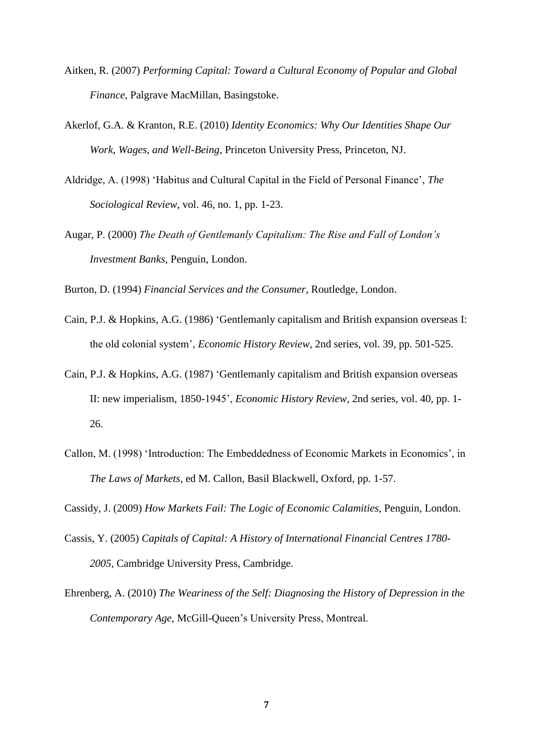Aitken, R. (2007) *Performing Capital: Toward a Cultural Economy of Popular and Global Finance*, Palgrave MacMillan, Basingstoke.

Akerlof, G.A. & Kranton, R.E. (2010) *Identity Economics: Why Our Identities Shape Our Work, Wages, and Well-Being*, Princeton University Press, Princeton, NJ.

Aldridge, A. (1998) 'Habitus and Cultural Capital in the Field of Personal Finance', *The Sociological Review*, vol. 46, no. 1, pp. 1-23.

Augar, P. (2000) *The Death of Gentlemanly Capitalism: The Rise and Fall of London's Investment Banks*, Penguin, London.

Burton, D. (1994) *Financial Services and the Consumer*, Routledge, London.

Cain, P.J. & Hopkins, A.G. (1986) 'Gentlemanly capitalism and British expansion overseas I: the old colonial system', *Economic History Review*, 2nd series, vol. 39, pp. 501-525.

Cain, P.J. & Hopkins, A.G. (1987) 'Gentlemanly capitalism and British expansion overseas II: new imperialism, 1850-1945', *Economic History Review*, 2nd series, vol. 40, pp. 1-26.

Callon, M. (1998) 'Introduction: The Embeddedness of Economic Markets in Economics', in *The Laws of Markets*, ed M. Callon, Basil Blackwell, Oxford, pp. 1-57.

Cassidy, J. (2009) *How Markets Fail: The Logic of Economic Calamities*, Penguin, London.

Cassis, Y. (2005) *Capitals of Capital: A History of International Financial Centres 1780-2005*, Cambridge University Press, Cambridge.

Ehrenberg, A. (2010) *The Weariness of the Self: Diagnosing the History of Depression in the Contemporary Age*, McGill-Queen's University Press, Montreal.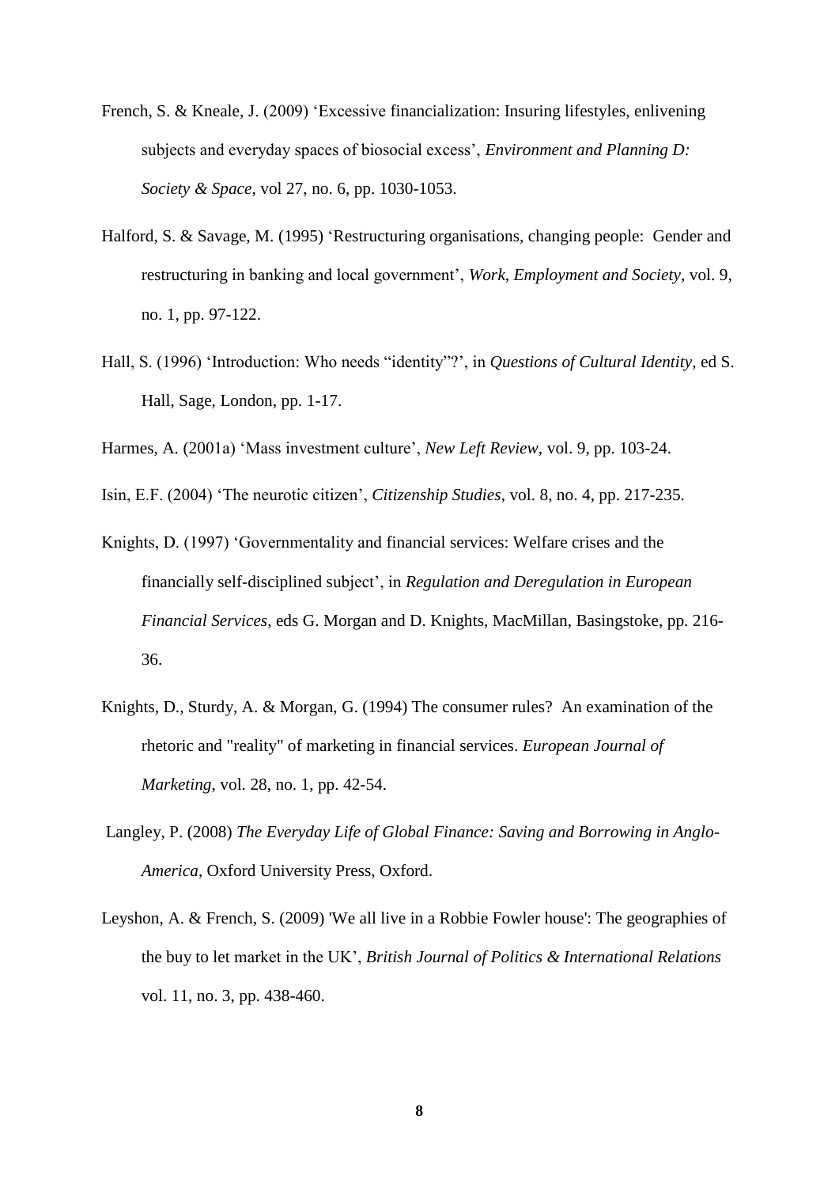French, S. & Kneale, J. (2009) ‘Excessive financialization: Insuring lifestyles, enlivening subjects and everyday spaces of biosocial excess’, *Environment and Planning D: Society & Space*, vol 27, no. 6, pp. 1030-1053.

Halford, S. & Savage, M. (1995) ‘Restructuring organisations, changing people: Gender and restructuring in banking and local government’, *Work, Employment and Society*, vol. 9, no. 1, pp. 97-122.

Hall, S. (1996) ‘Introduction: Who needs “identity”?’, in *Questions of Cultural Identity,* ed S. Hall, Sage, London, pp. 1-17.

Harmes, A. (2001a) ‘Mass investment culture’, *New Left Review,* vol. 9, pp. 103-24.

Isin, E.F. (2004) ‘The neurotic citizen’, *Citizenship Studies*, vol. 8, no. 4, pp. 217-235.

Knights, D. (1997) ‘Governmentality and financial services: Welfare crises and the financially self-disciplined subject’, in *Regulation and Deregulation in European Financial Services*, eds G. Morgan and D. Knights, MacMillan, Basingstoke, pp. 216-36.

Knights, D., Sturdy, A. & Morgan, G. (1994) The consumer rules? An examination of the rhetoric and "reality" of marketing in financial services. *European Journal of Marketing*, vol. 28, no. 1, pp. 42-54.

Langley, P. (2008) *The Everyday Life of Global Finance: Saving and Borrowing in Anglo-America*, Oxford University Press, Oxford.

Leyshon, A. & French, S. (2009) 'We all live in a Robbie Fowler house': The geographies of the buy to let market in the UK’, *British Journal of Politics & International Relations* vol. 11, no. 3, pp. 438-460.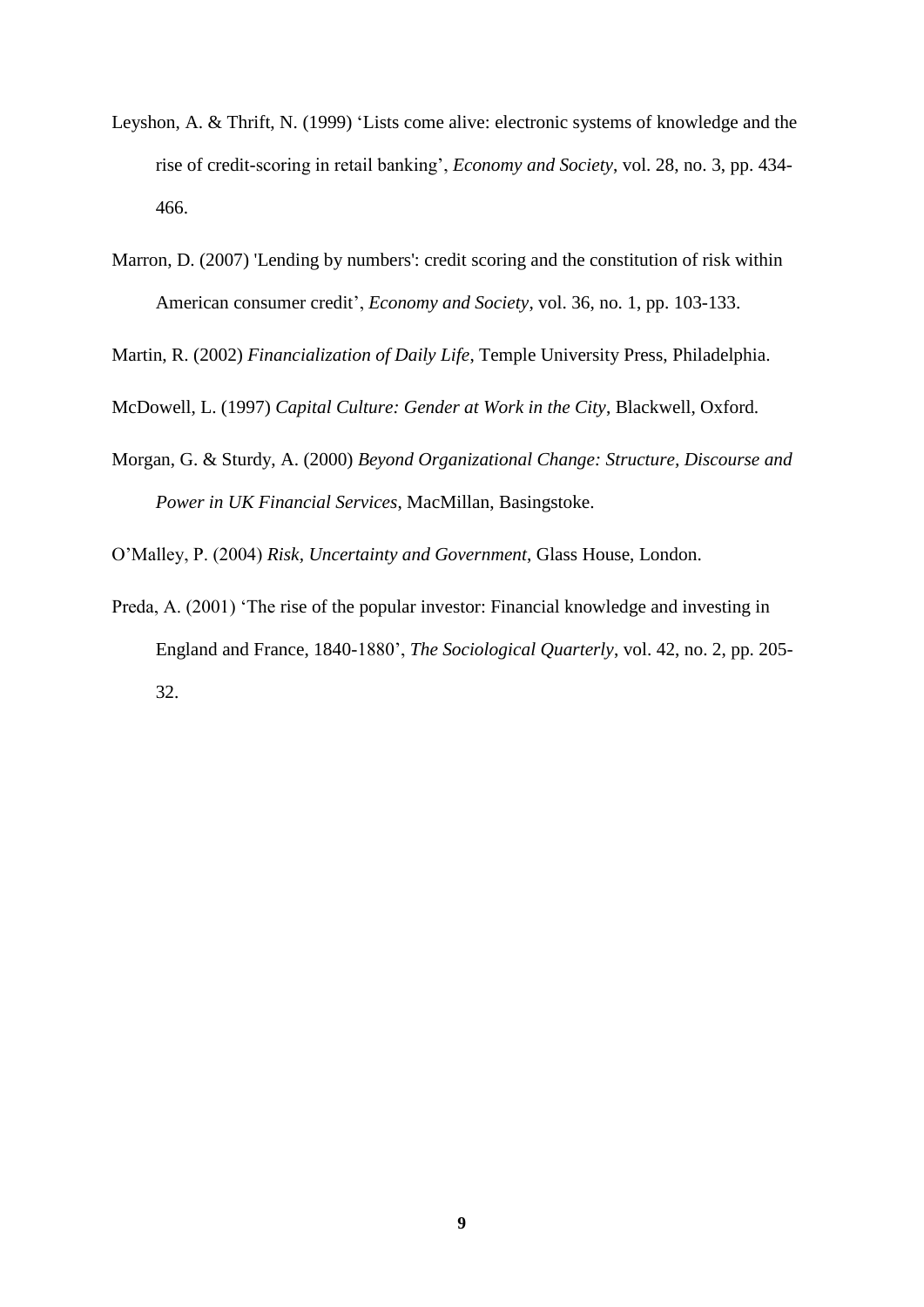Leyshon, A. & Thrift, N. (1999) 'Lists come alive: electronic systems of knowledge and the rise of credit-scoring in retail banking', *Economy and Society*, vol. 28, no. 3, pp. 434-466.

Marron, D. (2007) 'Lending by numbers': credit scoring and the constitution of risk within American consumer credit', *Economy and Society*, vol. 36, no. 1, pp. 103-133.

Martin, R. (2002) *Financialization of Daily Life*, Temple University Press, Philadelphia.

McDowell, L. (1997) *Capital Culture: Gender at Work in the City*, Blackwell, Oxford.

Morgan, G. & Sturdy, A. (2000) *Beyond Organizational Change: Structure, Discourse and Power in UK Financial Services*, MacMillan, Basingstoke.

O'Malley, P. (2004) *Risk, Uncertainty and Government*, Glass House, London.

Preda, A. (2001) 'The rise of the popular investor: Financial knowledge and investing in England and France, 1840-1880', *The Sociological Quarterly*, vol. 42, no. 2, pp. 205-32.